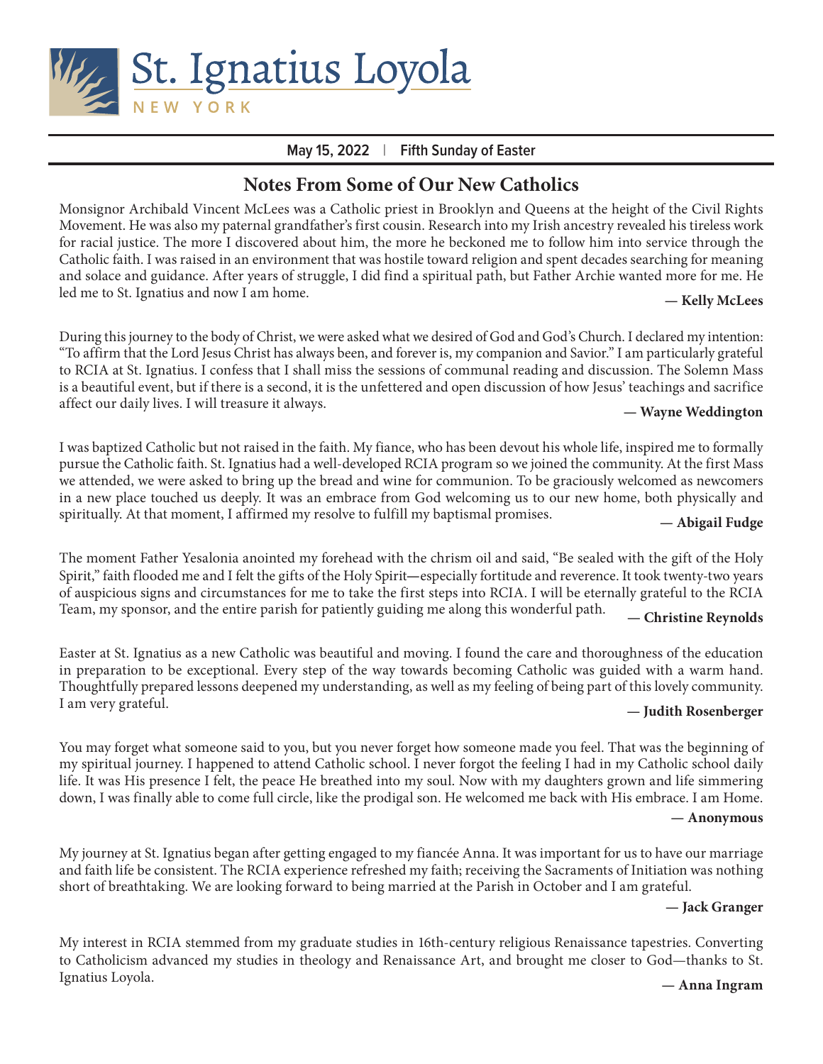# St. Ignatius Loyola

NEW YORK

**May 15, 2022 | Fifth Sunday of Easter**

## Notes From Some of Our New Catholics

Monsignor Archibald Vincent McLees was a Catholic priest in Brooklyn and Queens at the height of the Civil Rights Movement. He was also my paternal grandfather's first cousin. Research into my Irish ancestry revealed his tireless work for racial justice. The more I discovered about him, the more he beckoned me to follow him into service through the Catholic faith. I was raised in an environment that was hostile toward religion and spent decades searching for meaning and solace and guidance. After years of struggle, I did find a spiritual path, but Father Archie wanted more for me. He led me to St. Ignatius and now I am home.

**— Kelly McLees**

During this journey to the body of Christ, we were asked what we desired of God and God's Church. I declared my intention: "To affirm that the Lord Jesus Christ has always been, and forever is, my companion and Savior." I am particularly grateful to RCIA at St. Ignatius. I confess that I shall miss the sessions of communal reading and discussion. The Solemn Mass is a beautiful event, but if there is a second, it is the unfettered and open discussion of how Jesus' teachings and sacrifice affect our daily lives. I will treasure it always.

**— Wayne Weddington**

I was baptized Catholic but not raised in the faith. My fiance, who has been devout his whole life, inspired me to formally pursue the Catholic faith. St. Ignatius had a well-developed RCIA program so we joined the community. At the first Mass we attended, we were asked to bring up the bread and wine for communion. To be graciously welcomed as newcomers in a new place touched us deeply. It was an embrace from God welcoming us to our new home, both physically and spiritually. At that moment, I affirmed my resolve to fulfill my baptismal promises.

**— Abigail Fudge**

The moment Father Yesalonia anointed my forehead with the chrism oil and said, "Be sealed with the gift of the Holy Spirit," faith flooded me and I felt the gifts of the Holy Spirit—especially fortitude and reverence. It took twenty-two years of auspicious signs and circumstances for me to take the first steps into RCIA. I will be eternally grateful to the RCIA Team, my sponsor, and the entire parish for patiently guiding me along this wonderful path.

**— Christine Reynolds**

Easter at St. Ignatius as a new Catholic was beautiful and moving. I found the care and thoroughness of the education in preparation to be exceptional. Every step of the way towards becoming Catholic was guided with a warm hand. Thoughtfully prepared lessons deepened my understanding, as well as my feeling of being part of this lovely community. I am very grateful.

**— Judith Rosenberger**

You may forget what someone said to you, but you never forget how someone made you feel. That was the beginning of my spiritual journey. I happened to attend Catholic school. I never forgot the feeling I had in my Catholic school daily life. It was His presence I felt, the peace He breathed into my soul. Now with my daughters grown and life simmering down, I was finally able to come full circle, like the prodigal son. He welcomed me back with His embrace. I am Home.

**— Anonymous**

My journey at St. Ignatius began after getting engaged to my fiancée Anna. It was important for us to have our marriage and faith life be consistent. The RCIA experience refreshed my faith; receiving the Sacraments of Initiation was nothing short of breathtaking. We are looking forward to being married at the Parish in October and I am grateful.

**— Jack Granger**

My interest in RCIA stemmed from my graduate studies in 16th-century religious Renaissance tapestries. Converting to Catholicism advanced my studies in theology and Renaissance Art, and brought me closer to God—thanks to St. Ignatius Loyola.

**— Anna Ingram**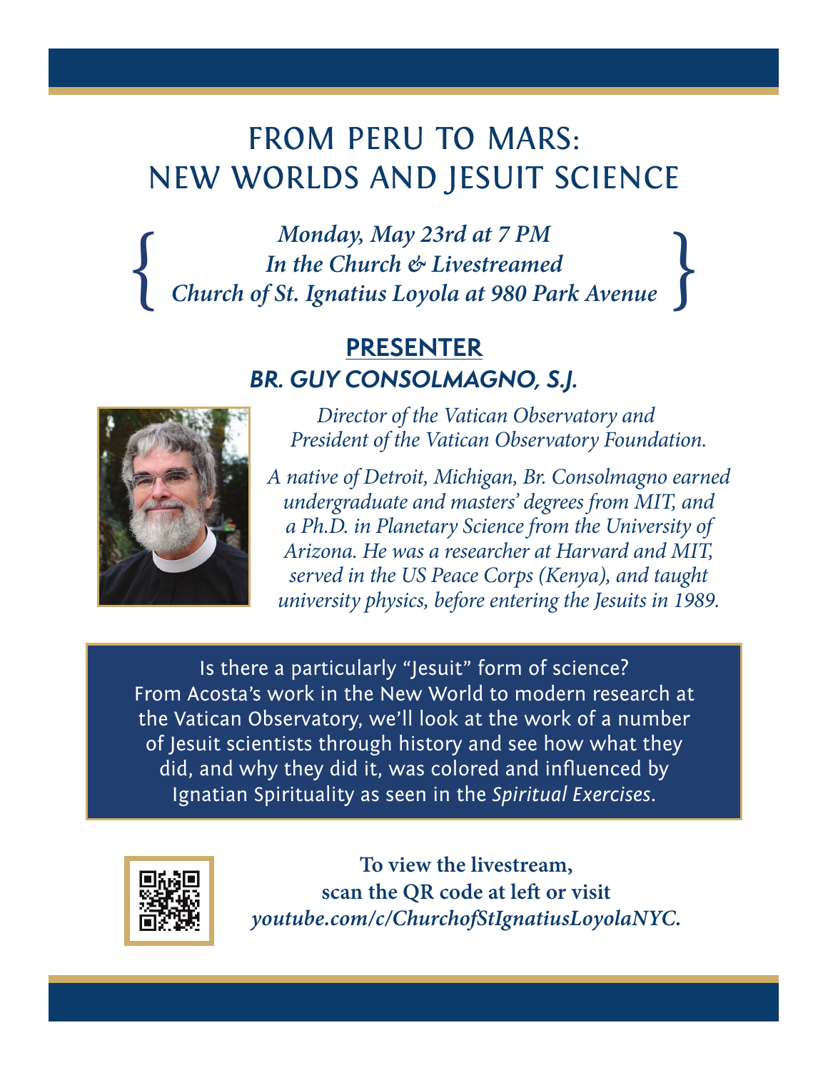# FROM PERU TO MARS: NEW WORLDS AND JESUIT SCIENCE

*Monday, May 23rd at 7 PM*
*In the Church & Livestreamed*
*Church of St. Ignatius Loyola at 980 Park Avenue*

## PRESENTER

### *BR. GUY CONSOLMAGNO, S.J.*

*Director of the Vatican Observatory and President of the Vatican Observatory Foundation.*

*A native of Detroit, Michigan, Br. Consolmagno earned undergraduate and masters' degrees from MIT, and a Ph.D. in Planetary Science from the University of Arizona. He was a researcher at Harvard and MIT, served in the US Peace Corps (Kenya), and taught university physics, before entering the Jesuits in 1989.*

Is there a particularly "Jesuit" form of science? From Acosta's work in the New World to modern research at the Vatican Observatory, we'll look at the work of a number of Jesuit scientists through history and see how what they did, and why they did it, was colored and influenced by Ignatian Spirituality as seen in the *Spiritual Exercises*.

**To view the livestream, scan the QR code at left or visit *youtube.com/c/ChurchofStIgnatiusLoyolaNYC.***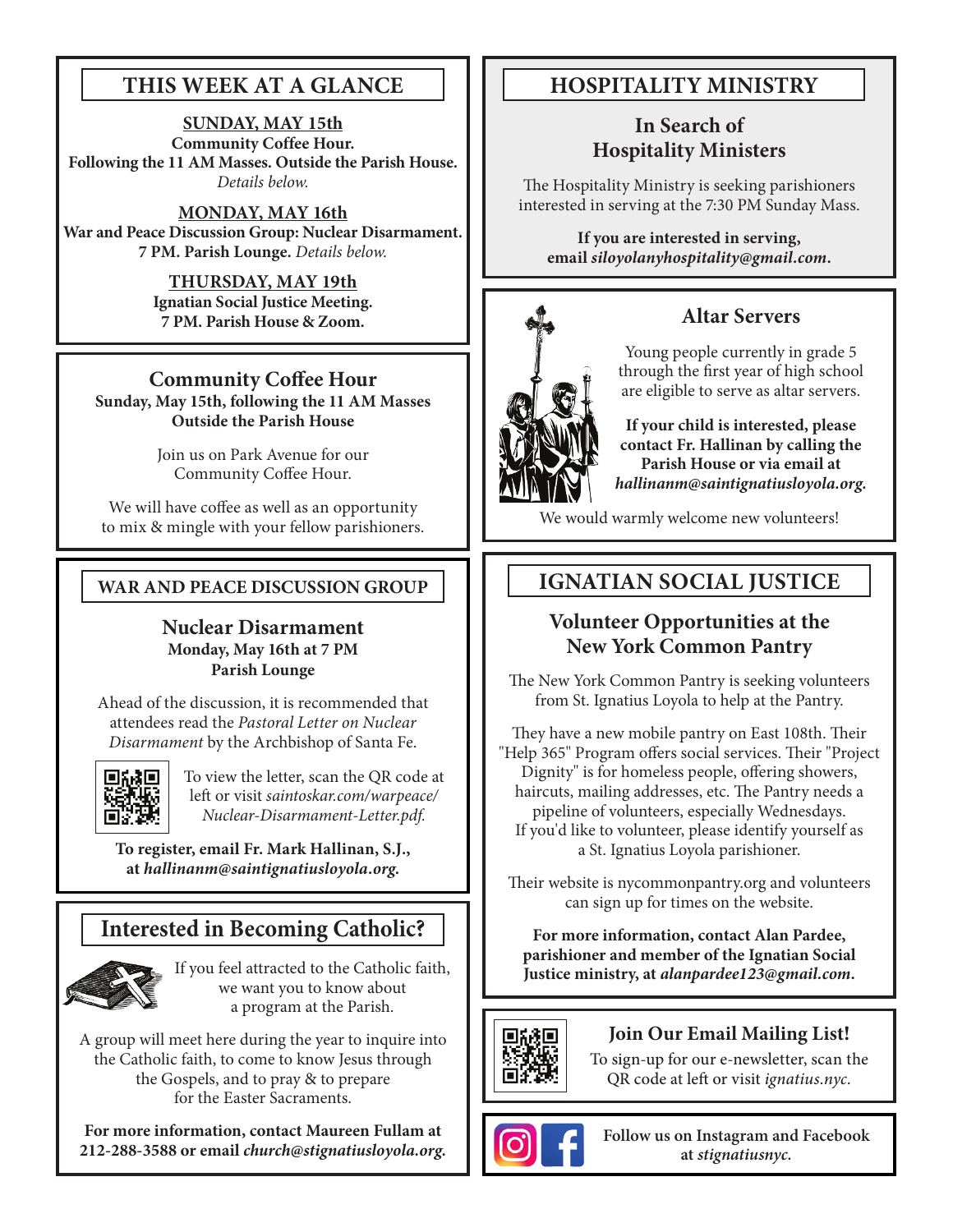## THIS WEEK AT A GLANCE

**SUNDAY, MAY 15th**
**Community Coffee Hour.**
**Following the 11 AM Masses. Outside the Parish House.**
*Details below.*

**MONDAY, MAY 16th**
**War and Peace Discussion Group: Nuclear Disarmament.**
**7 PM. Parish Lounge.** *Details below.*

**THURSDAY, MAY 19th**
**Ignatian Social Justice Meeting.**
**7 PM. Parish House & Zoom.**

## Community Coffee Hour

**Sunday, May 15th, following the 11 AM Masses**
**Outside the Parish House**

Join us on Park Avenue for our Community Coffee Hour.

We will have coffee as well as an opportunity to mix & mingle with your fellow parishioners.

## WAR AND PEACE DISCUSSION GROUP

### Nuclear Disarmament

**Monday, May 16th at 7 PM**
**Parish Lounge**

Ahead of the discussion, it is recommended that attendees read the *Pastoral Letter on Nuclear Disarmament* by the Archbishop of Santa Fe.

To view the letter, scan the QR code at left or visit *saintoskar.com/warpeace/Nuclear-Disarmament-Letter.pdf.*

**To register, email Fr. Mark Hallinan, S.J., at *hallinanm@saintignatiusloyola.org.***

## Interested in Becoming Catholic?

If you feel attracted to the Catholic faith, we want you to know about a program at the Parish.

A group will meet here during the year to inquire into the Catholic faith, to come to know Jesus through the Gospels, and to pray & to prepare for the Easter Sacraments.

**For more information, contact Maureen Fullam at 212-288-3588 or email *church@stignatiusloyola.org.***

## HOSPITALITY MINISTRY

### In Search of Hospitality Ministers

The Hospitality Ministry is seeking parishioners interested in serving at the 7:30 PM Sunday Mass.

**If you are interested in serving, email *siloyolanyhospitality@gmail.com*.**

## Altar Servers

Young people currently in grade 5 through the first year of high school are eligible to serve as altar servers.

**If your child is interested, please contact Fr. Hallinan by calling the Parish House or via email at *hallinanm@saintignatiusloyola.org.***

We would warmly welcome new volunteers!

## IGNATIAN SOCIAL JUSTICE

### Volunteer Opportunities at the New York Common Pantry

The New York Common Pantry is seeking volunteers from St. Ignatius Loyola to help at the Pantry.

They have a new mobile pantry on East 108th. Their "Help 365" Program offers social services. Their "Project Dignity" is for homeless people, offering showers, haircuts, mailing addresses, etc. The Pantry needs a pipeline of volunteers, especially Wednesdays. If you'd like to volunteer, please identify yourself as a St. Ignatius Loyola parishioner.

Their website is nycommonpantry.org and volunteers can sign up for times on the website.

**For more information, contact Alan Pardee, parishioner and member of the Ignatian Social Justice ministry, at *alanpardee123@gmail.com*.**

## Join Our Email Mailing List!

To sign-up for our e-newsletter, scan the QR code at left or visit *ignatius.nyc.*

**Follow us on Instagram and Facebook at *stignatiusnyc.***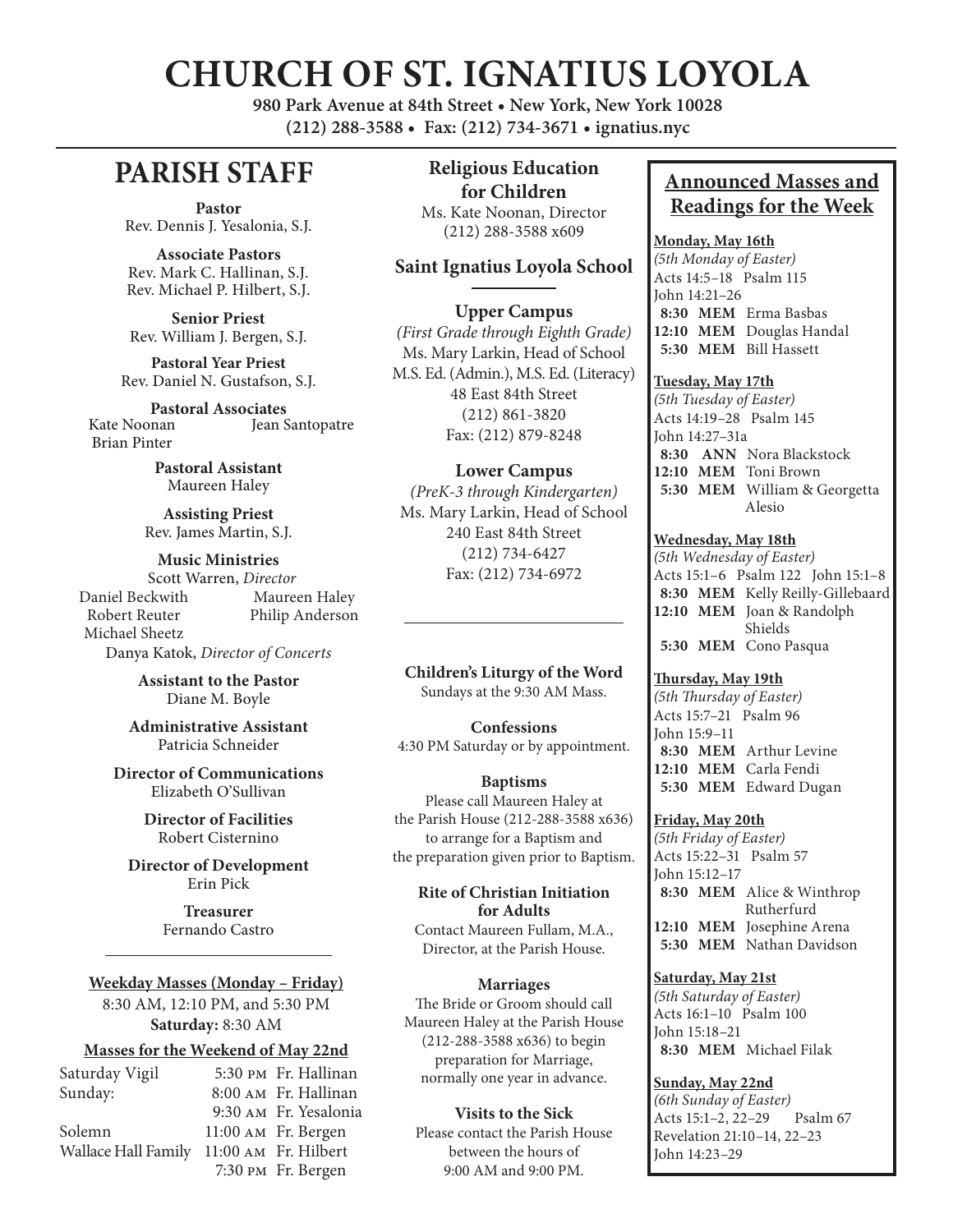# CHURCH OF ST. IGNATIUS LOYOLA

**980 Park Avenue at 84th Street • New York, New York 10028**
**(212) 288-3588 • Fax: (212) 734-3671 • ignatius.nyc**

## PARISH STAFF

**Pastor**
Rev. Dennis J. Yesalonia, S.J.

**Associate Pastors**
Rev. Mark C. Hallinan, S.J.
Rev. Michael P. Hilbert, S.J.

**Senior Priest**
Rev. William J. Bergen, S.J.

**Pastoral Year Priest**
Rev. Daniel N. Gustafson, S.J.

**Pastoral Associates**
Kate Noonan
Jean Santopatre
Brian Pinter

**Pastoral Assistant**
Maureen Haley

**Assisting Priest**
Rev. James Martin, S.J.

**Music Ministries**
Scott Warren, *Director*
Daniel Beckwith
Maureen Haley
Robert Reuter
Philip Anderson
Michael Sheetz
Danya Katok, *Director of Concerts*

**Assistant to the Pastor**
Diane M. Boyle

**Administrative Assistant**
Patricia Schneider

**Director of Communications**
Elizabeth O'Sullivan

**Director of Facilities**
Robert Cisternino

**Director of Development**
Erin Pick

**Treasurer**
Fernando Castro

**Weekday Masses (Monday – Friday)**
8:30 AM, 12:10 PM, and 5:30 PM
**Saturday:** 8:30 AM

**Masses for the Weekend of May 22nd**

| | | |
|---|---|---|
| Saturday Vigil | 5:30 PM | Fr. Hallinan |
| Sunday: | 8:00 AM | Fr. Hallinan |
| | 9:30 AM | Fr. Yesalonia |
| Solemn | 11:00 AM | Fr. Bergen |
| Wallace Hall Family | 11:00 AM | Fr. Hilbert |
| | 7:30 PM | Fr. Bergen |

### Religious Education for Children

Ms. Kate Noonan, Director
(212) 288-3588 x609

### Saint Ignatius Loyola School

**Upper Campus**
*(First Grade through Eighth Grade)*
Ms. Mary Larkin, Head of School
M.S. Ed. (Admin.), M.S. Ed. (Literacy)
48 East 84th Street
(212) 861-3820
Fax: (212) 879-8248

**Lower Campus**
*(PreK-3 through Kindergarten)*
Ms. Mary Larkin, Head of School
240 East 84th Street
(212) 734-6427
Fax: (212) 734-6972

**Children's Liturgy of the Word**
Sundays at the 9:30 AM Mass.

**Confessions**
4:30 PM Saturday or by appointment.

**Baptisms**
Please call Maureen Haley at the Parish House (212-288-3588 x636) to arrange for a Baptism and the preparation given prior to Baptism.

**Rite of Christian Initiation for Adults**
Contact Maureen Fullam, M.A., Director, at the Parish House.

**Marriages**
The Bride or Groom should call Maureen Haley at the Parish House (212-288-3588 x636) to begin preparation for Marriage, normally one year in advance.

**Visits to the Sick**
Please contact the Parish House between the hours of 9:00 AM and 9:00 PM.

### Announced Masses and Readings for the Week

**Monday, May 16th**
*(5th Monday of Easter)*
Acts 14:5–18 Psalm 115
John 14:21–26
**8:30 MEM** Erma Basbas
**12:10 MEM** Douglas Handal
**5:30 MEM** Bill Hassett

**Tuesday, May 17th**
*(5th Tuesday of Easter)*
Acts 14:19–28 Psalm 145
John 14:27–31a
**8:30 ANN** Nora Blackstock
**12:10 MEM** Toni Brown
**5:30 MEM** William & Georgetta Alesio

**Wednesday, May 18th**
*(5th Wednesday of Easter)*
Acts 15:1–6 Psalm 122 John 15:1–8
**8:30 MEM** Kelly Reilly-Gillebaard
**12:10 MEM** Joan & Randolph Shields
**5:30 MEM** Cono Pasqua

**Thursday, May 19th**
*(5th Thursday of Easter)*
Acts 15:7–21 Psalm 96
John 15:9–11
**8:30 MEM** Arthur Levine
**12:10 MEM** Carla Fendi
**5:30 MEM** Edward Dugan

**Friday, May 20th**
*(5th Friday of Easter)*
Acts 15:22–31 Psalm 57
John 15:12–17
**8:30 MEM** Alice & Winthrop Rutherfurd
**12:10 MEM** Josephine Arena
**5:30 MEM** Nathan Davidson

**Saturday, May 21st**
*(5th Saturday of Easter)*
Acts 16:1–10 Psalm 100
John 15:18–21
**8:30 MEM** Michael Filak

**Sunday, May 22nd**
*(6th Sunday of Easter)*
Acts 15:1–2, 22–29 Psalm 67
Revelation 21:10–14, 22–23
John 14:23–29